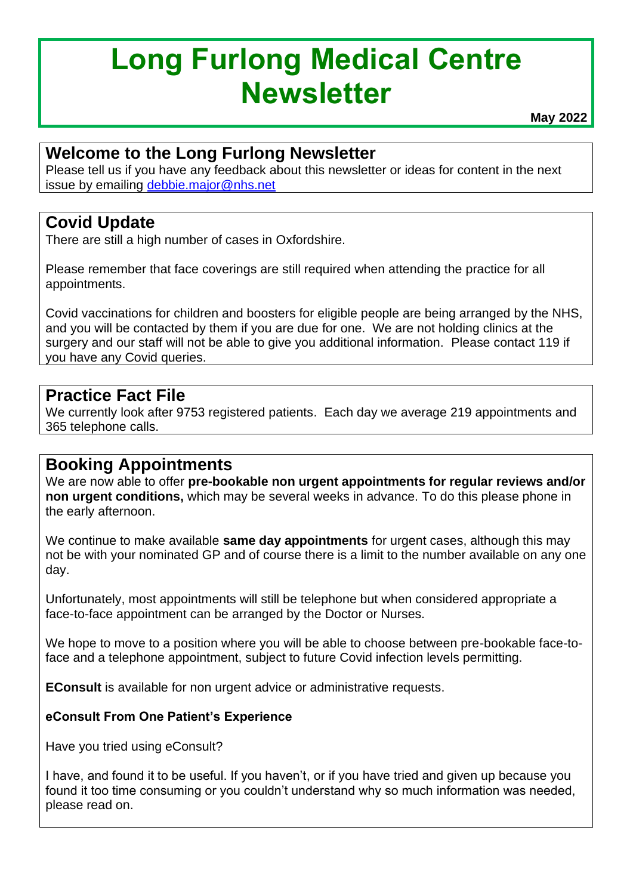# Long Furlong Medical Centre Newsletter

**May 2022**

## Welcome to the Long Furlong Newsletter

Please tell us if you have any feedback about this newsletter or ideas for content in the next issue by emailing debbie.major@nhs.net

## Covid Update

There are still a high number of cases in Oxfordshire.

Please remember that face coverings are still required when attending the practice for all appointments.

Covid vaccinations for children and boosters for eligible people are being arranged by the NHS, and you will be contacted by them if you are due for one. We are not holding clinics at the surgery and our staff will not be able to give you additional information. Please contact 119 if you have any Covid queries.

## Practice Fact File

We currently look after 9753 registered patients. Each day we average 219 appointments and 365 telephone calls.

## Booking Appointments

We are now able to offer **pre-bookable non urgent appointments for regular reviews and/or non urgent conditions,** which may be several weeks in advance. To do this please phone in the early afternoon.

We continue to make available **same day appointments** for urgent cases, although this may not be with your nominated GP and of course there is a limit to the number available on any one day.

Unfortunately, most appointments will still be telephone but when considered appropriate a face-to-face appointment can be arranged by the Doctor or Nurses.

We hope to move to a position where you will be able to choose between pre-bookable face-to-face and a telephone appointment, subject to future Covid infection levels permitting.

**EConsult** is available for non urgent advice or administrative requests.

### eConsult From One Patient's Experience

Have you tried using eConsult?

I have, and found it to be useful. If you haven't, or if you have tried and given up because you found it too time consuming or you couldn't understand why so much information was needed, please read on.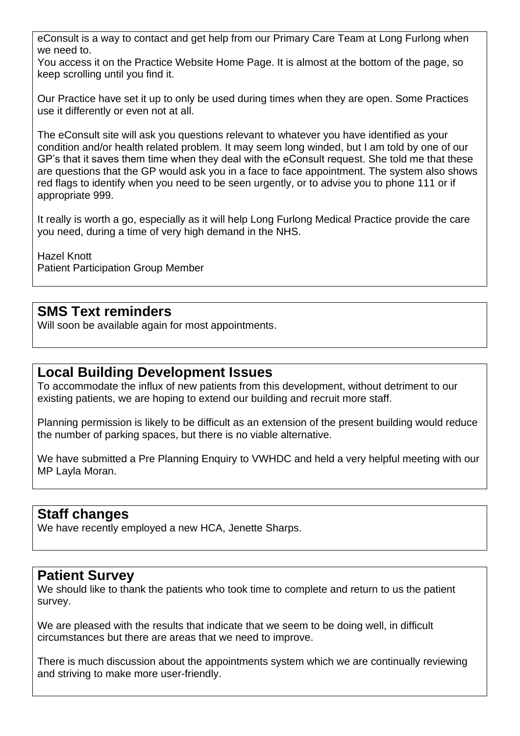eConsult is a way to contact and get help from our Primary Care Team at Long Furlong when we need to.
You access it on the Practice Website Home Page. It is almost at the bottom of the page, so keep scrolling until you find it.

Our Practice have set it up to only be used during times when they are open. Some Practices use it differently or even not at all.

The eConsult site will ask you questions relevant to whatever you have identified as your condition and/or health related problem. It may seem long winded, but I am told by one of our GP's that it saves them time when they deal with the eConsult request. She told me that these are questions that the GP would ask you in a face to face appointment. The system also shows red flags to identify when you need to be seen urgently, or to advise you to phone 111 or if appropriate 999.

It really is worth a go, especially as it will help Long Furlong Medical Practice provide the care you need, during a time of very high demand in the NHS.

Hazel Knott
Patient Participation Group Member

## SMS Text reminders

Will soon be available again for most appointments.

## Local Building Development Issues

To accommodate the influx of new patients from this development, without detriment to our existing patients, we are hoping to extend our building and recruit more staff.

Planning permission is likely to be difficult as an extension of the present building would reduce the number of parking spaces, but there is no viable alternative.

We have submitted a Pre Planning Enquiry to VWHDC and held a very helpful meeting with our MP Layla Moran.

## Staff changes

We have recently employed a new HCA, Jenette Sharps.

## Patient Survey

We should like to thank the patients who took time to complete and return to us the patient survey.

We are pleased with the results that indicate that we seem to be doing well, in difficult circumstances but there are areas that we need to improve.

There is much discussion about the appointments system which we are continually reviewing and striving to make more user-friendly.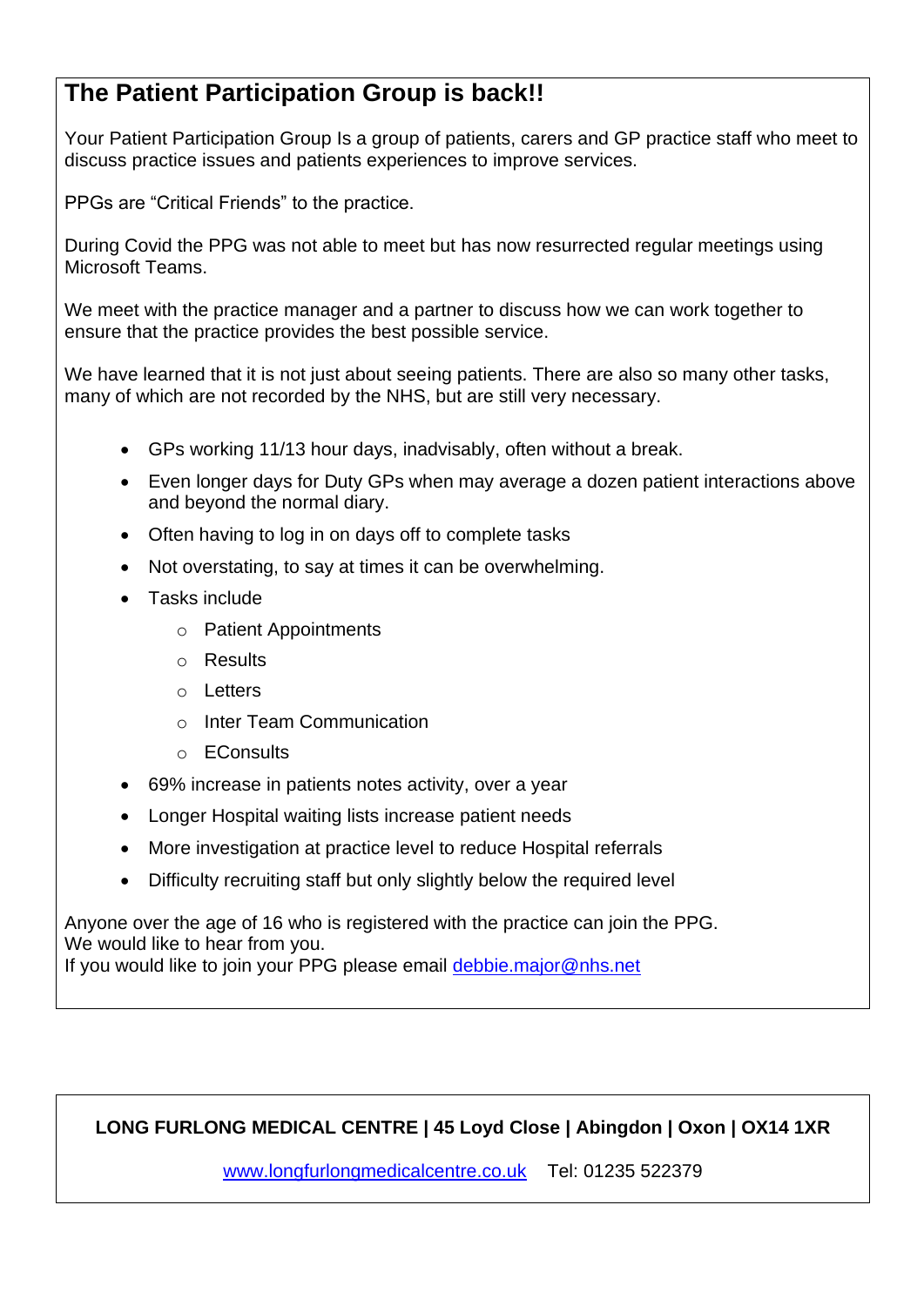## The Patient Participation Group is back!!

Your Patient Participation Group Is a group of patients, carers and GP practice staff who meet to discuss practice issues and patients experiences to improve services.

PPGs are "Critical Friends" to the practice.

During Covid the PPG was not able to meet but has now resurrected regular meetings using Microsoft Teams.

We meet with the practice manager and a partner to discuss how we can work together to ensure that the practice provides the best possible service.

We have learned that it is not just about seeing patients. There are also so many other tasks, many of which are not recorded by the NHS, but are still very necessary.

- GPs working 11/13 hour days, inadvisably, often without a break.
- Even longer days for Duty GPs when may average a dozen patient interactions above and beyond the normal diary.
- Often having to log in on days off to complete tasks
- Not overstating, to say at times it can be overwhelming.
- Tasks include
  - Patient Appointments
  - Results
  - Letters
  - Inter Team Communication
  - EConsults
- 69% increase in patients notes activity, over a year
- Longer Hospital waiting lists increase patient needs
- More investigation at practice level to reduce Hospital referrals
- Difficulty recruiting staff but only slightly below the required level

Anyone over the age of 16 who is registered with the practice can join the PPG.
We would like to hear from you.
If you would like to join your PPG please email [debbie.major@nhs.net](mailto:debbie.major@nhs.net)

**LONG FURLONG MEDICAL CENTRE | 45 Loyd Close | Abingdon | Oxon | OX14 1XR**

[www.longfurlongmedicalcentre.co.uk](http://www.longfurlongmedicalcentre.co.uk) Tel: 01235 522379